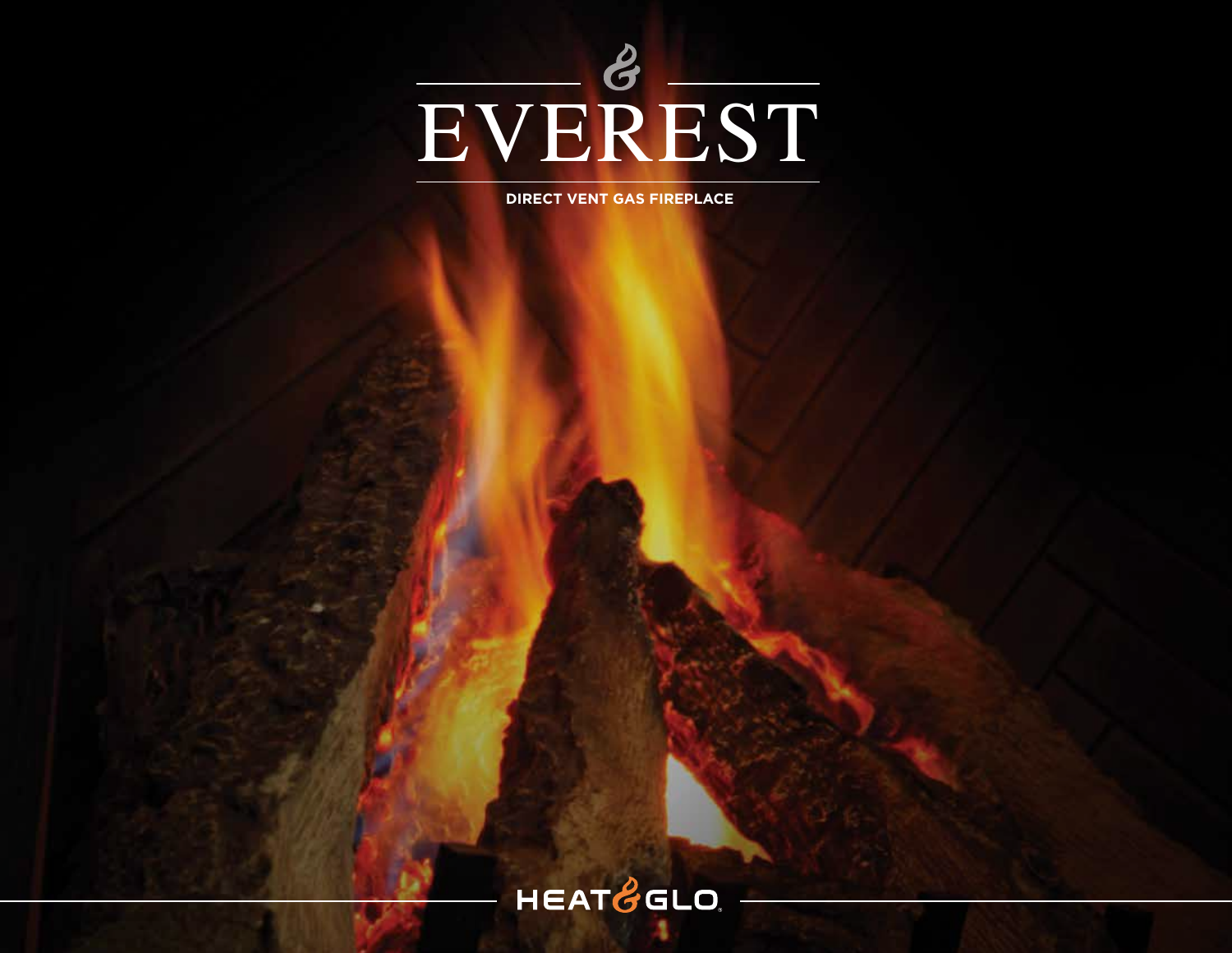# EVEREST

DIRECT VENT GAS FIREPLACE

HEAT & GLO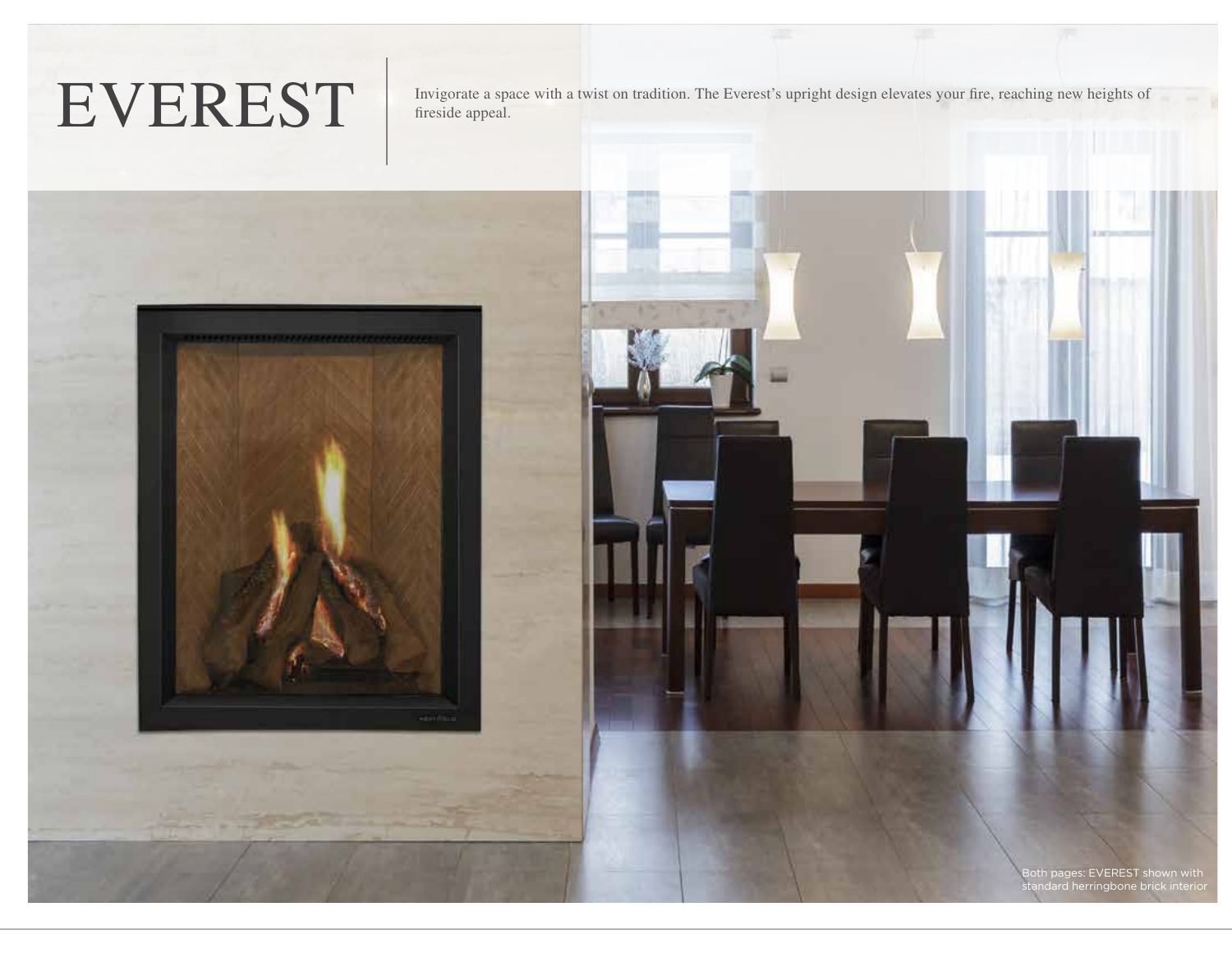# EVEREST

Invigorate a space with a twist on tradition. The Everest's upright design elevates your fire, reaching new heights of fireside appeal.

Both pages: EVEREST shown with standard herringbone brick interior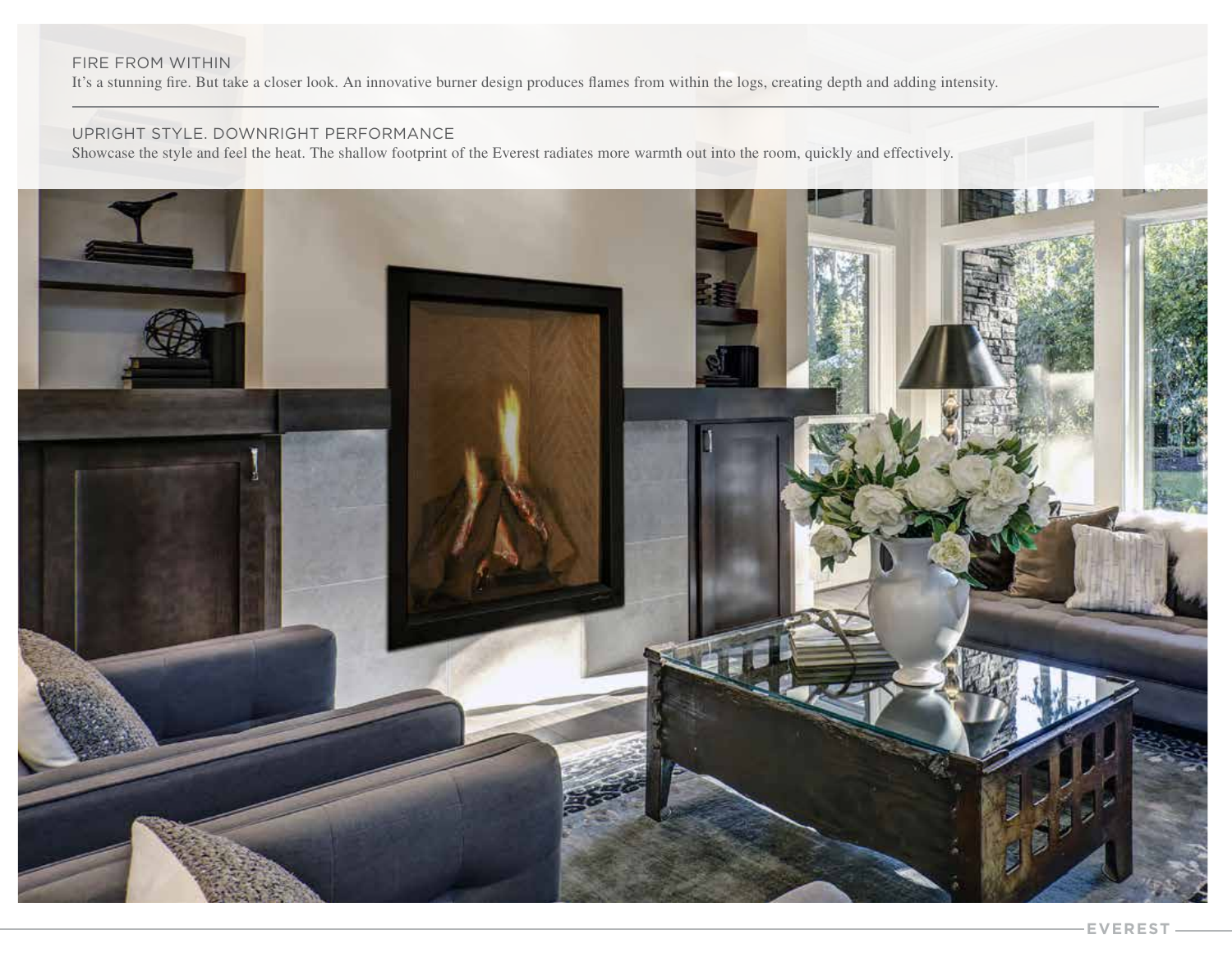## FIRE FROM WITHIN

It's a stunning fire. But take a closer look. An innovative burner design produces flames from within the logs, creating depth and adding intensity.

---

## UPRIGHT STYLE. DOWNRIGHT PERFORMANCE

Showcase the style and feel the heat. The shallow footprint of the Everest radiates more warmth out into the room, quickly and effectively.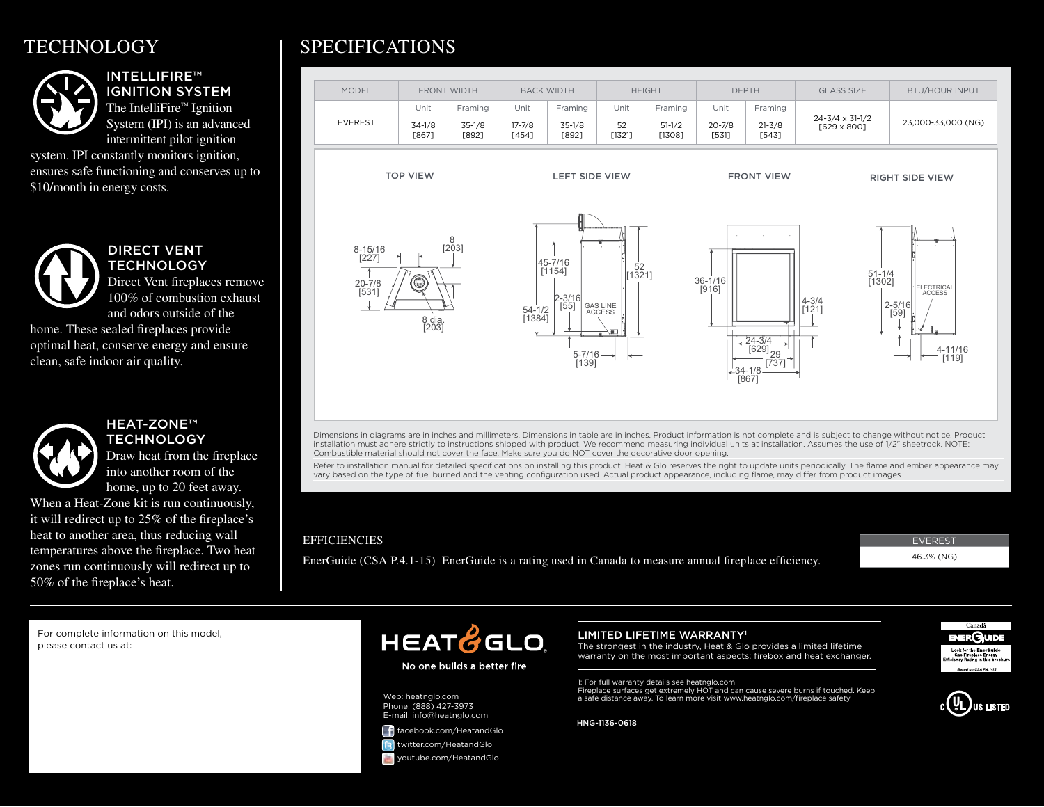# TECHNOLOGY

## INTELLIFIRE™ IGNITION SYSTEM

The IntelliFire™ Ignition System (IPI) is an advanced intermittent pilot ignition system. IPI constantly monitors ignition, ensures safe functioning and conserves up to $10/month in energy costs.

## DIRECT VENT TECHNOLOGY

Direct Vent fireplaces remove 100% of combustion exhaust and odors outside of the home. These sealed fireplaces provide optimal heat, conserve energy and ensure clean, safe indoor air quality.

## HEAT-ZONE™ TECHNOLOGY

Draw heat from the fireplace into another room of the home, up to 20 feet away. When a Heat-Zone kit is run continuously, it will redirect up to 25% of the fireplace's heat to another area, thus reducing wall temperatures above the fireplace. Two heat zones run continuously will redirect up to 50% of the fireplace's heat.

# SPECIFICATIONS

| MODEL | FRONT WIDTH | | BACK WIDTH | | HEIGHT | | DEPTH | | GLASS SIZE | BTU/HOUR INPUT |
|---|---|---|---|---|---|---|---|---|---|---|
| | Unit | Framing | Unit | Framing | Unit | Framing | Unit | Framing | | |
| EVEREST | 34-1/8 [867] | 35-1/8 [892] | 17-7/8 [454] | 35-1/8 [892] | 52 [1321] | 51-1/2 [1308] | 20-7/8 [531] | 21-3/8 [543] | 24-3/4 x 31-1/2 [629 x 800] | 23,000-33,000 (NG) |

TOP VIEW

8-15/16 [227]
8 [203]
20-7/8 [531]
8 dia. [203]

LEFT SIDE VIEW

45-7/16 [1154]
52 [1321]
2-3/16 [55]
54-1/2 [1384]
GAS LINE ACCESS
5-7/16 [139]

FRONT VIEW

36-1/16 [916]
4-3/4 [121]
24-3/4 [629]
29 [737]
34-1/8 [867]

RIGHT SIDE VIEW

51-1/4 [1302]
ELECTRICAL ACCESS
2-5/16 [59]
4-11/16 [119]

Dimensions in diagrams are in inches and millimeters. Dimensions in table are in inches. Product information is not complete and is subject to change without notice. Product installation must adhere strictly to instructions shipped with product. We recommend measuring individual units at installation. Assumes the use of 1/2" sheetrock. NOTE: Combustible material should not cover the face. Make sure you do NOT cover the decorative door opening.

Refer to installation manual for detailed specifications on installing this product. Heat & Glo reserves the right to update units periodically. The flame and ember appearance may vary based on the type of fuel burned and the venting configuration used. Actual product appearance, including flame, may differ from product images.

## EFFICIENCIES

| | EVEREST |
|---|---|
| EnerGuide (CSA P.4.1-15) EnerGuide is a rating used in Canada to measure annual fireplace efficiency. | 46.3% (NG) |

For complete information on this model, please contact us at:

HEAT & GLO

No one builds a better fire

Web: heatnglo.com
Phone: (888) 427-3973
E-mail: info@heatnglo.com

facebook.com/HeatandGlo
twitter.com/HeatandGlo
youtube.com/HeatandGlo

## LIMITED LIFETIME WARRANTY[1]

The strongest in the industry, Heat & Glo provides a limited lifetime warranty on the most important aspects: firebox and heat exchanger.

1: For full warranty details see heatnglo.com
Fireplace surfaces get extremely HOT and can cause severe burns if touched. Keep a safe distance away. To learn more visit www.heatnglo.com/fireplace safety

HNG-1136-0618

Canada ENERGUIDE
Look for the EnerGuide Gas Fireplace Energy Efficiency Rating in this brochure
Based on CSA P.4.1-15

c UL US LISTED